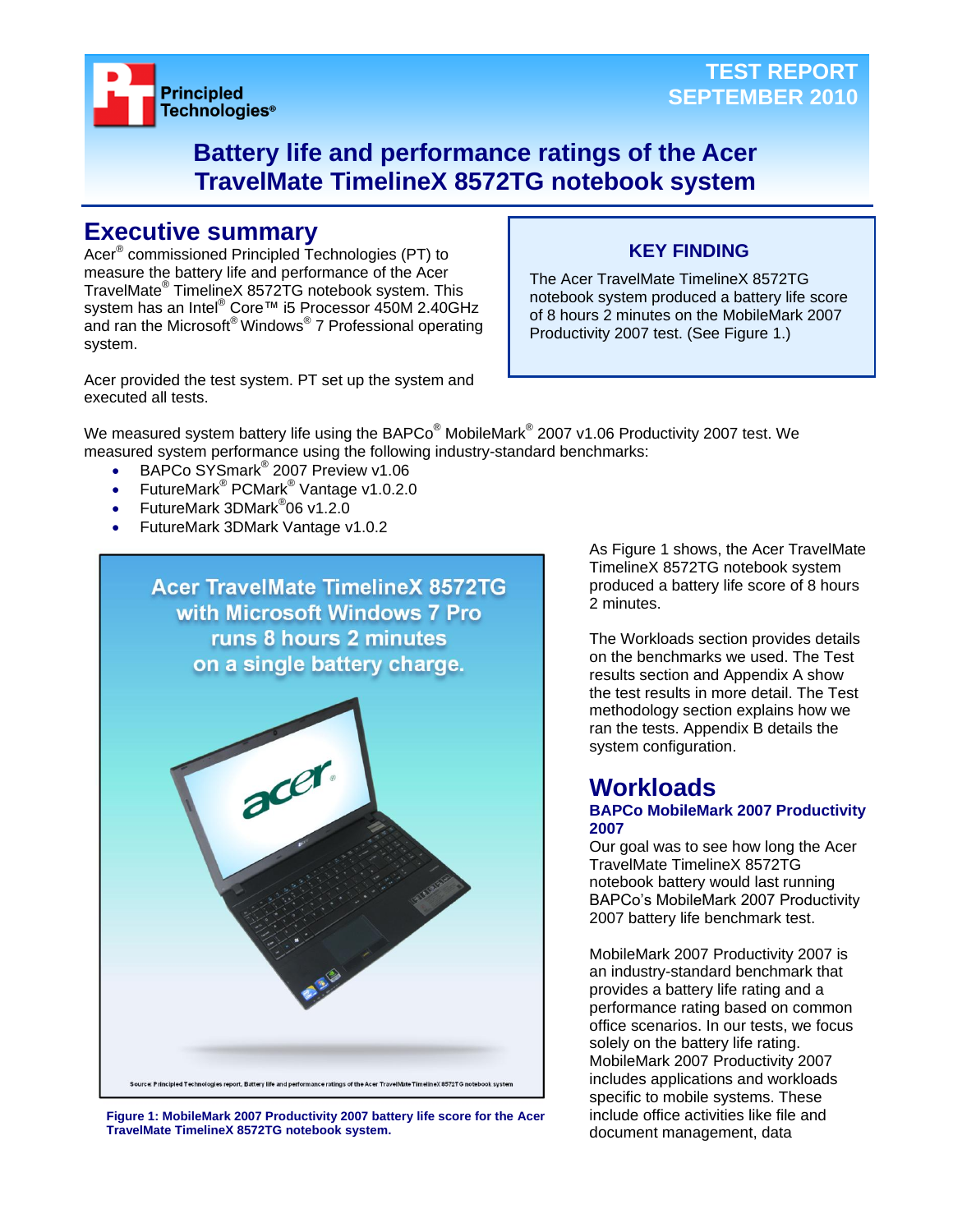Principled Technologies®

TEST REPORT
SEPTEMBER 2010

# Battery life and performance ratings of the Acer TravelMate TimelineX 8572TG notebook system

## Executive summary

Acer® commissioned Principled Technologies (PT) to measure the battery life and performance of the Acer TravelMate® TimelineX 8572TG notebook system. This system has an Intel® Core™ i5 Processor 450M 2.40GHz and ran the Microsoft® Windows® 7 Professional operating system.

Acer provided the test system. PT set up the system and executed all tests.

### KEY FINDING

The Acer TravelMate TimelineX 8572TG notebook system produced a battery life score of 8 hours 2 minutes on the MobileMark 2007 Productivity 2007 test. (See Figure 1.)

We measured system battery life using the BAPCo® MobileMark® 2007 v1.06 Productivity 2007 test. We measured system performance using the following industry-standard benchmarks:

- BAPCo SYSmark® 2007 Preview v1.06
- FutureMark® PCMark® Vantage v1.0.2.0
- FutureMark 3DMark®06 v1.2.0
- FutureMark 3DMark Vantage v1.0.2

Acer TravelMate TimelineX 8572TG with Microsoft Windows 7 Pro runs 8 hours 2 minutes on a single battery charge.

Source: Principled Technologies report, Battery life and performance ratings of the Acer TravelMate TimelineX 8572TG notebook system

**Figure 1: MobileMark 2007 Productivity 2007 battery life score for the Acer TravelMate TimelineX 8572TG notebook system.**

As Figure 1 shows, the Acer TravelMate TimelineX 8572TG notebook system produced a battery life score of 8 hours 2 minutes.

The Workloads section provides details on the benchmarks we used. The Test results section and Appendix A show the test results in more detail. The Test methodology section explains how we ran the tests. Appendix B details the system configuration.

## Workloads

### BAPCo MobileMark 2007 Productivity 2007

Our goal was to see how long the Acer TravelMate TimelineX 8572TG notebook battery would last running BAPCo's MobileMark 2007 Productivity 2007 battery life benchmark test.

MobileMark 2007 Productivity 2007 is an industry-standard benchmark that provides a battery life rating and a performance rating based on common office scenarios. In our tests, we focus solely on the battery life rating. MobileMark 2007 Productivity 2007 includes applications and workloads specific to mobile systems. These include office activities like file and document management, data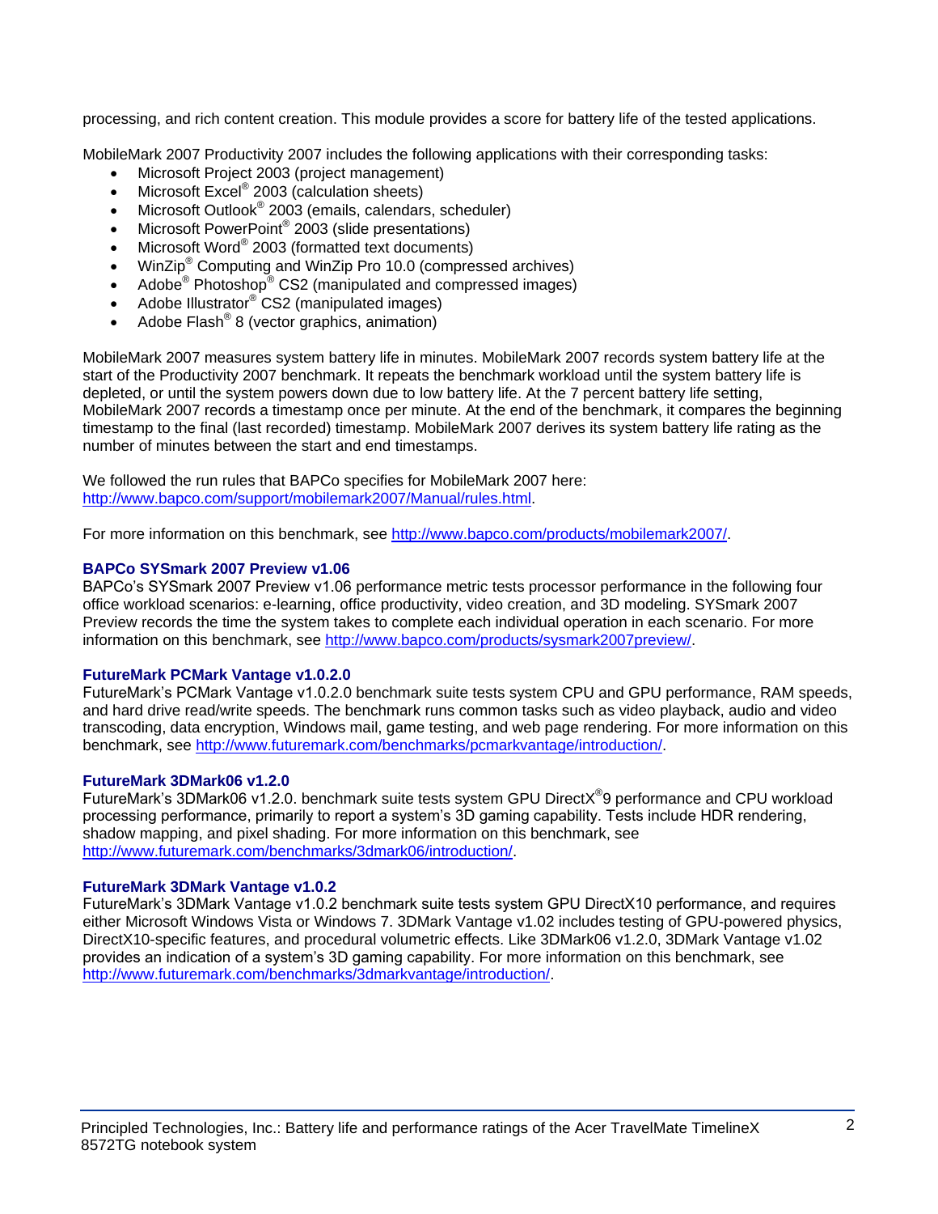processing, and rich content creation. This module provides a score for battery life of the tested applications.

MobileMark 2007 Productivity 2007 includes the following applications with their corresponding tasks:

- Microsoft Project 2003 (project management)
- Microsoft Excel® 2003 (calculation sheets)
- Microsoft Outlook® 2003 (emails, calendars, scheduler)
- Microsoft PowerPoint® 2003 (slide presentations)
- Microsoft Word® 2003 (formatted text documents)
- WinZip® Computing and WinZip Pro 10.0 (compressed archives)
- Adobe® Photoshop® CS2 (manipulated and compressed images)
- Adobe Illustrator® CS2 (manipulated images)
- Adobe Flash® 8 (vector graphics, animation)

MobileMark 2007 measures system battery life in minutes. MobileMark 2007 records system battery life at the start of the Productivity 2007 benchmark. It repeats the benchmark workload until the system battery life is depleted, or until the system powers down due to low battery life. At the 7 percent battery life setting, MobileMark 2007 records a timestamp once per minute. At the end of the benchmark, it compares the beginning timestamp to the final (last recorded) timestamp. MobileMark 2007 derives its system battery life rating as the number of minutes between the start and end timestamps.

We followed the run rules that BAPCo specifies for MobileMark 2007 here: http://www.bapco.com/support/mobilemark2007/Manual/rules.html.

For more information on this benchmark, see http://www.bapco.com/products/mobilemark2007/.

### BAPCo SYSmark 2007 Preview v1.06

BAPCo's SYSmark 2007 Preview v1.06 performance metric tests processor performance in the following four office workload scenarios: e-learning, office productivity, video creation, and 3D modeling. SYSmark 2007 Preview records the time the system takes to complete each individual operation in each scenario. For more information on this benchmark, see http://www.bapco.com/products/sysmark2007preview/.

### FutureMark PCMark Vantage v1.0.2.0

FutureMark's PCMark Vantage v1.0.2.0 benchmark suite tests system CPU and GPU performance, RAM speeds, and hard drive read/write speeds. The benchmark runs common tasks such as video playback, audio and video transcoding, data encryption, Windows mail, game testing, and web page rendering. For more information on this benchmark, see http://www.futuremark.com/benchmarks/pcmarkvantage/introduction/.

### FutureMark 3DMark06 v1.2.0

FutureMark's 3DMark06 v1.2.0. benchmark suite tests system GPU DirectX®9 performance and CPU workload processing performance, primarily to report a system's 3D gaming capability. Tests include HDR rendering, shadow mapping, and pixel shading. For more information on this benchmark, see http://www.futuremark.com/benchmarks/3dmark06/introduction/.

### FutureMark 3DMark Vantage v1.0.2

FutureMark's 3DMark Vantage v1.0.2 benchmark suite tests system GPU DirectX10 performance, and requires either Microsoft Windows Vista or Windows 7. 3DMark Vantage v1.02 includes testing of GPU-powered physics, DirectX10-specific features, and procedural volumetric effects. Like 3DMark06 v1.2.0, 3DMark Vantage v1.02 provides an indication of a system's 3D gaming capability. For more information on this benchmark, see http://www.futuremark.com/benchmarks/3dmarkvantage/introduction/.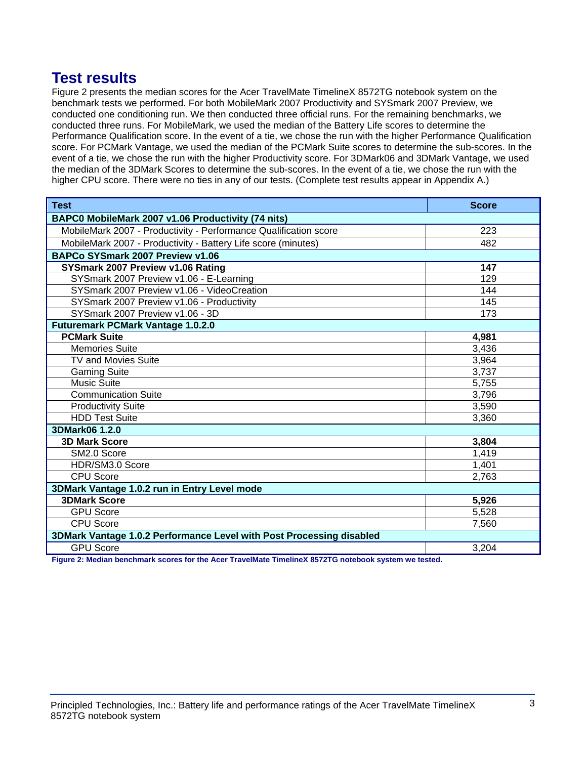## Test results

Figure 2 presents the median scores for the Acer TravelMate TimelineX 8572TG notebook system on the benchmark tests we performed. For both MobileMark 2007 Productivity and SYSmark 2007 Preview, we conducted one conditioning run. We then conducted three official runs. For the remaining benchmarks, we conducted three runs. For MobileMark, we used the median of the Battery Life scores to determine the Performance Qualification score. In the event of a tie, we chose the run with the higher Performance Qualification score. For PCMark Vantage, we used the median of the PCMark Suite scores to determine the sub-scores. In the event of a tie, we chose the run with the higher Productivity score. For 3DMark06 and 3DMark Vantage, we used the median of the 3DMark Scores to determine the sub-scores. In the event of a tie, we chose the run with the higher CPU score. There were no ties in any of our tests. (Complete test results appear in Appendix A.)

| Test | Score |
|---|---|
| **BAPC0 MobileMark 2007 v1.06 Productivity (74 nits)** | |
| MobileMark 2007 - Productivity - Performance Qualification score | 223 |
| MobileMark 2007 - Productivity - Battery Life score (minutes) | 482 |
| **BAPCo SYSmark 2007 Preview v1.06** | |
| **SYSmark 2007 Preview v1.06 Rating** | **147** |
| SYSmark 2007 Preview v1.06 - E-Learning | 129 |
| SYSmark 2007 Preview v1.06 - VideoCreation | 144 |
| SYSmark 2007 Preview v1.06 - Productivity | 145 |
| SYSmark 2007 Preview v1.06 - 3D | 173 |
| **Futuremark PCMark Vantage 1.0.2.0** | |
| **PCMark Suite** | **4,981** |
| Memories Suite | 3,436 |
| TV and Movies Suite | 3,964 |
| Gaming Suite | 3,737 |
| Music Suite | 5,755 |
| Communication Suite | 3,796 |
| Productivity Suite | 3,590 |
| HDD Test Suite | 3,360 |
| **3DMark06 1.2.0** | |
| **3D Mark Score** | **3,804** |
| SM2.0 Score | 1,419 |
| HDR/SM3.0 Score | 1,401 |
| CPU Score | 2,763 |
| **3DMark Vantage 1.0.2 run in Entry Level mode** | |
| **3DMark Score** | **5,926** |
| GPU Score | 5,528 |
| CPU Score | 7,560 |
| **3DMark Vantage 1.0.2 Performance Level with Post Processing disabled** | |
| GPU Score | 3,204 |

**Figure 2: Median benchmark scores for the Acer TravelMate TimelineX 8572TG notebook system we tested.**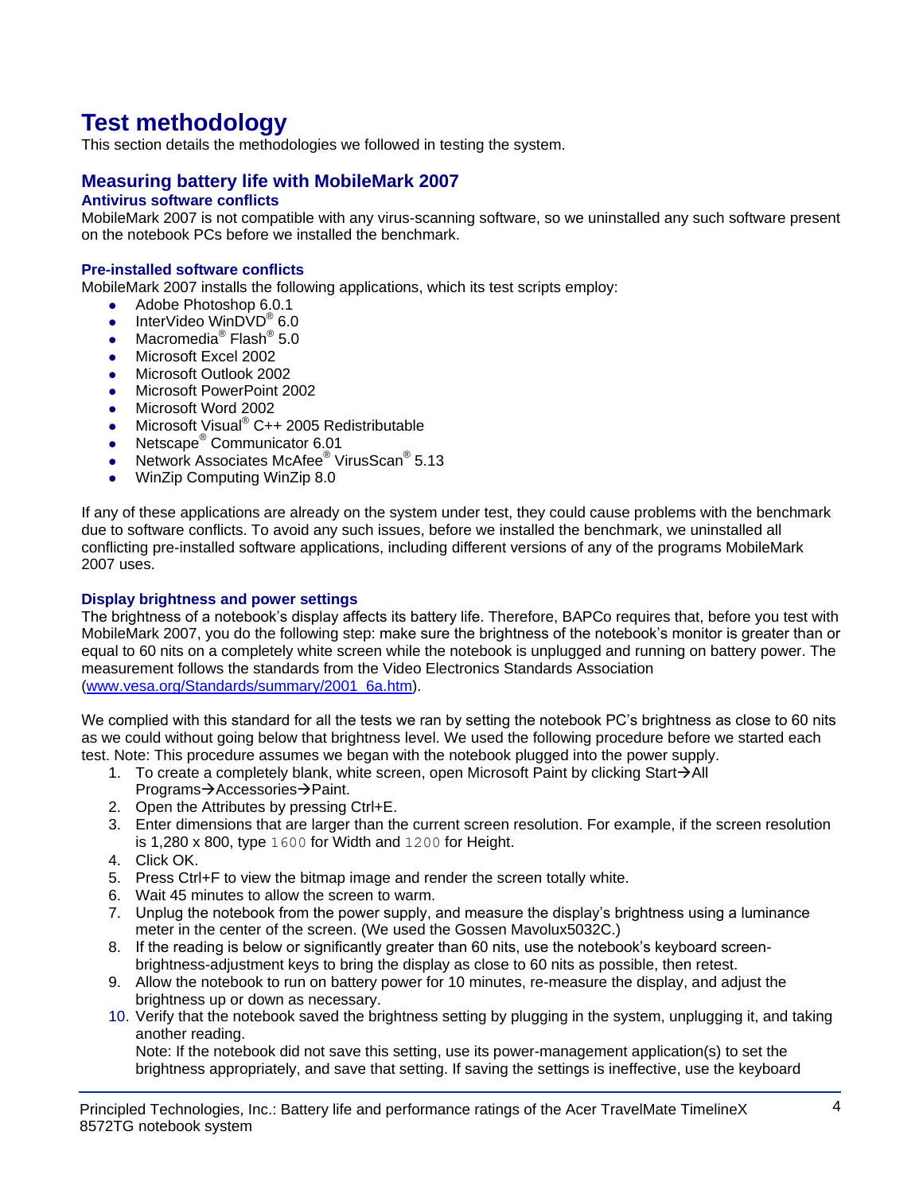# Test methodology

This section details the methodologies we followed in testing the system.

## Measuring battery life with MobileMark 2007

### Antivirus software conflicts

MobileMark 2007 is not compatible with any virus-scanning software, so we uninstalled any such software present on the notebook PCs before we installed the benchmark.

### Pre-installed software conflicts

MobileMark 2007 installs the following applications, which its test scripts employ:

- Adobe Photoshop 6.0.1
- InterVideo WinDVD® 6.0
- Macromedia® Flash® 5.0
- Microsoft Excel 2002
- Microsoft Outlook 2002
- Microsoft PowerPoint 2002
- Microsoft Word 2002
- Microsoft Visual® C++ 2005 Redistributable
- Netscape® Communicator 6.01
- Network Associates McAfee® VirusScan® 5.13
- WinZip Computing WinZip 8.0

If any of these applications are already on the system under test, they could cause problems with the benchmark due to software conflicts. To avoid any such issues, before we installed the benchmark, we uninstalled all conflicting pre-installed software applications, including different versions of any of the programs MobileMark 2007 uses.

### Display brightness and power settings

The brightness of a notebook's display affects its battery life. Therefore, BAPCo requires that, before you test with MobileMark 2007, you do the following step: make sure the brightness of the notebook's monitor is greater than or equal to 60 nits on a completely white screen while the notebook is unplugged and running on battery power. The measurement follows the standards from the Video Electronics Standards Association ([www.vesa.org/Standards/summary/2001_6a.htm](www.vesa.org/Standards/summary/2001_6a.htm)).

We complied with this standard for all the tests we ran by setting the notebook PC's brightness as close to 60 nits as we could without going below that brightness level. We used the following procedure before we started each test. Note: This procedure assumes we began with the notebook plugged into the power supply.

1. To create a completely blank, white screen, open Microsoft Paint by clicking Start→All Programs→Accessories→Paint.
2. Open the Attributes by pressing Ctrl+E.
3. Enter dimensions that are larger than the current screen resolution. For example, if the screen resolution is 1,280 x 800, type `1600` for Width and `1200` for Height.
4. Click OK.
5. Press Ctrl+F to view the bitmap image and render the screen totally white.
6. Wait 45 minutes to allow the screen to warm.
7. Unplug the notebook from the power supply, and measure the display's brightness using a luminance meter in the center of the screen. (We used the Gossen Mavolux5032C.)
8. If the reading is below or significantly greater than 60 nits, use the notebook's keyboard screen-brightness-adjustment keys to bring the display as close to 60 nits as possible, then retest.
9. Allow the notebook to run on battery power for 10 minutes, re-measure the display, and adjust the brightness up or down as necessary.
10. Verify that the notebook saved the brightness setting by plugging in the system, unplugging it, and taking another reading.
    Note: If the notebook did not save this setting, use its power-management application(s) to set the brightness appropriately, and save that setting. If saving the settings is ineffective, use the keyboard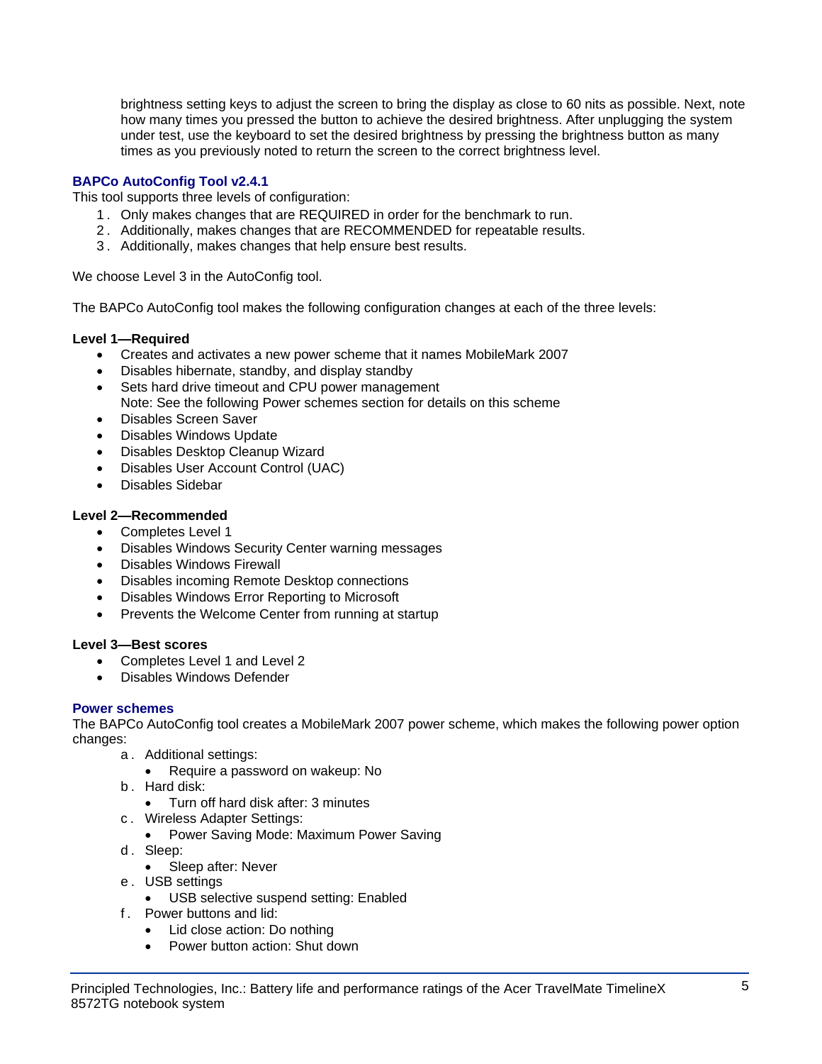brightness setting keys to adjust the screen to bring the display as close to 60 nits as possible. Next, note how many times you pressed the button to achieve the desired brightness. After unplugging the system under test, use the keyboard to set the desired brightness by pressing the brightness button as many times as you previously noted to return the screen to the correct brightness level.

### BAPCo AutoConfig Tool v2.4.1

This tool supports three levels of configuration:

1. Only makes changes that are REQUIRED in order for the benchmark to run.
2. Additionally, makes changes that are RECOMMENDED for repeatable results.
3. Additionally, makes changes that help ensure best results.

We choose Level 3 in the AutoConfig tool.

The BAPCo AutoConfig tool makes the following configuration changes at each of the three levels:

**Level 1—Required**

- Creates and activates a new power scheme that it names MobileMark 2007
- Disables hibernate, standby, and display standby
- Sets hard drive timeout and CPU power management
  Note: See the following Power schemes section for details on this scheme
- Disables Screen Saver
- Disables Windows Update
- Disables Desktop Cleanup Wizard
- Disables User Account Control (UAC)
- Disables Sidebar

**Level 2—Recommended**

- Completes Level 1
- Disables Windows Security Center warning messages
- Disables Windows Firewall
- Disables incoming Remote Desktop connections
- Disables Windows Error Reporting to Microsoft
- Prevents the Welcome Center from running at startup

**Level 3—Best scores**

- Completes Level 1 and Level 2
- Disables Windows Defender

### Power schemes

The BAPCo AutoConfig tool creates a MobileMark 2007 power scheme, which makes the following power option changes:

a. Additional settings:
   - Require a password on wakeup: No
b. Hard disk:
   - Turn off hard disk after: 3 minutes
c. Wireless Adapter Settings:
   - Power Saving Mode: Maximum Power Saving
d. Sleep:
   - Sleep after: Never
e. USB settings
   - USB selective suspend setting: Enabled
f. Power buttons and lid:
   - Lid close action: Do nothing
   - Power button action: Shut down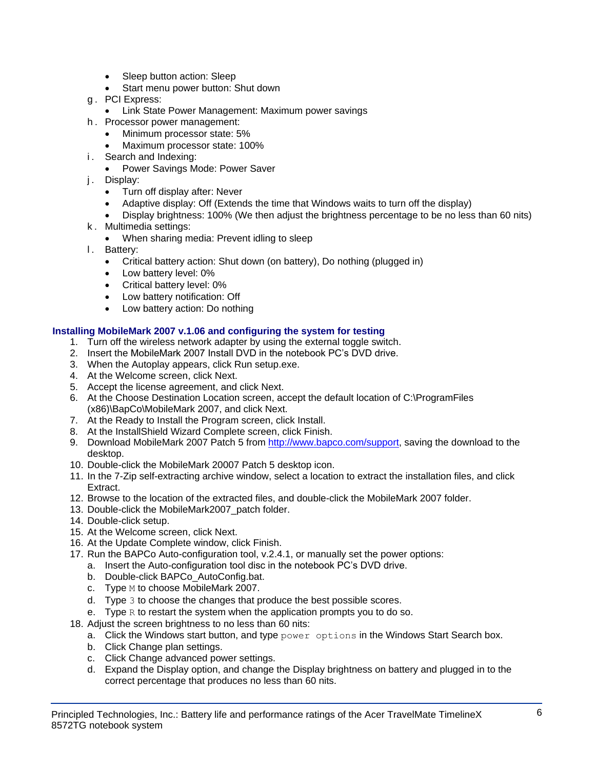- Sleep button action: Sleep
- Start menu power button: Shut down

g. PCI Express:
- Link State Power Management: Maximum power savings

h. Processor power management:
- Minimum processor state: 5%
- Maximum processor state: 100%

i. Search and Indexing:
- Power Savings Mode: Power Saver

j. Display:
- Turn off display after: Never
- Adaptive display: Off (Extends the time that Windows waits to turn off the display)
- Display brightness: 100% (We then adjust the brightness percentage to be no less than 60 nits)

k. Multimedia settings:
- When sharing media: Prevent idling to sleep

l. Battery:
- Critical battery action: Shut down (on battery), Do nothing (plugged in)
- Low battery level: 0%
- Critical battery level: 0%
- Low battery notification: Off
- Low battery action: Do nothing

### Installing MobileMark 2007 v.1.06 and configuring the system for testing

1. Turn off the wireless network adapter by using the external toggle switch.
2. Insert the MobileMark 2007 Install DVD in the notebook PC's DVD drive.
3. When the Autoplay appears, click Run setup.exe.
4. At the Welcome screen, click Next.
5. Accept the license agreement, and click Next.
6. At the Choose Destination Location screen, accept the default location of C:\ProgramFiles (x86)\BapCo\MobileMark 2007, and click Next.
7. At the Ready to Install the Program screen, click Install.
8. At the InstallShield Wizard Complete screen, click Finish.
9. Download MobileMark 2007 Patch 5 from http://www.bapco.com/support, saving the download to the desktop.
10. Double-click the MobileMark 20007 Patch 5 desktop icon.
11. In the 7-Zip self-extracting archive window, select a location to extract the installation files, and click Extract.
12. Browse to the location of the extracted files, and double-click the MobileMark 2007 folder.
13. Double-click the MobileMark2007_patch folder.
14. Double-click setup.
15. At the Welcome screen, click Next.
16. At the Update Complete window, click Finish.
17. Run the BAPCo Auto-configuration tool, v.2.4.1, or manually set the power options:
    a. Insert the Auto-configuration tool disc in the notebook PC's DVD drive.
    b. Double-click BAPCo_AutoConfig.bat.
    c. Type `M` to choose MobileMark 2007.
    d. Type `3` to choose the changes that produce the best possible scores.
    e. Type `R` to restart the system when the application prompts you to do so.
18. Adjust the screen brightness to no less than 60 nits:
    a. Click the Windows start button, and type `power options` in the Windows Start Search box.
    b. Click Change plan settings.
    c. Click Change advanced power settings.
    d. Expand the Display option, and change the Display brightness on battery and plugged in to the correct percentage that produces no less than 60 nits.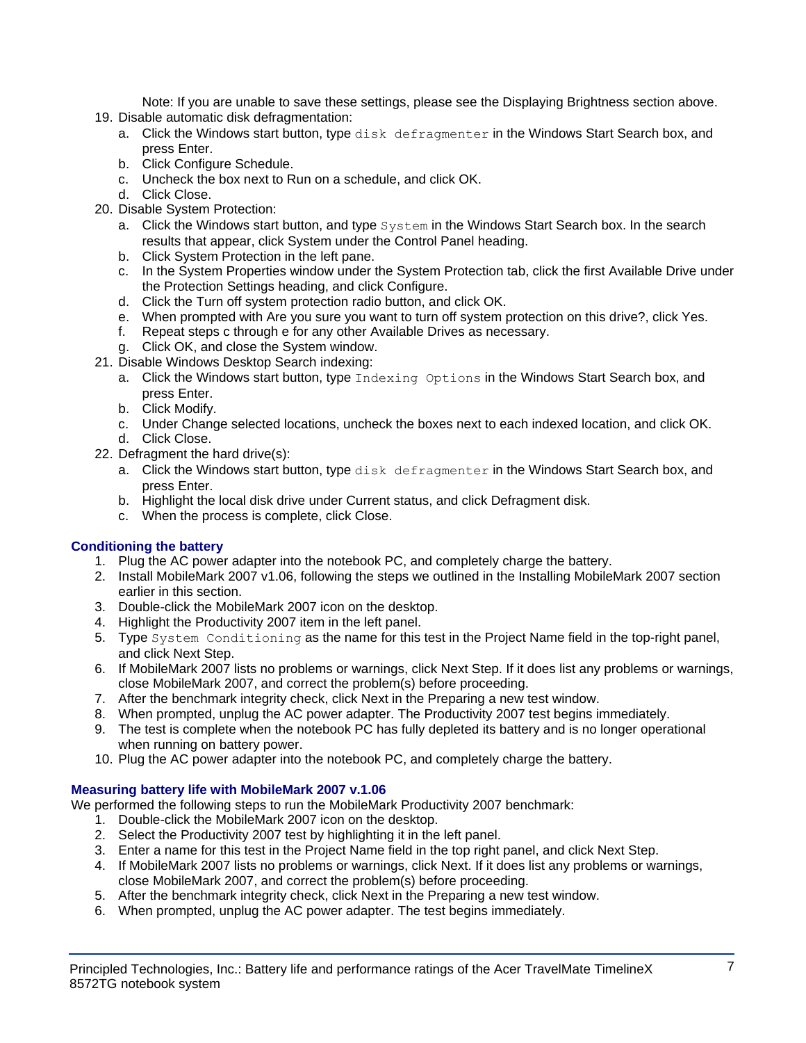Note: If you are unable to save these settings, please see the Displaying Brightness section above.

19. Disable automatic disk defragmentation:
    a. Click the Windows start button, type `disk defragmenter` in the Windows Start Search box, and press Enter.
    b. Click Configure Schedule.
    c. Uncheck the box next to Run on a schedule, and click OK.
    d. Click Close.
20. Disable System Protection:
    a. Click the Windows start button, and type `System` in the Windows Start Search box. In the search results that appear, click System under the Control Panel heading.
    b. Click System Protection in the left pane.
    c. In the System Properties window under the System Protection tab, click the first Available Drive under the Protection Settings heading, and click Configure.
    d. Click the Turn off system protection radio button, and click OK.
    e. When prompted with Are you sure you want to turn off system protection on this drive?, click Yes.
    f. Repeat steps c through e for any other Available Drives as necessary.
    g. Click OK, and close the System window.
21. Disable Windows Desktop Search indexing:
    a. Click the Windows start button, type `Indexing Options` in the Windows Start Search box, and press Enter.
    b. Click Modify.
    c. Under Change selected locations, uncheck the boxes next to each indexed location, and click OK.
    d. Click Close.
22. Defragment the hard drive(s):
    a. Click the Windows start button, type `disk defragmenter` in the Windows Start Search box, and press Enter.
    b. Highlight the local disk drive under Current status, and click Defragment disk.
    c. When the process is complete, click Close.

### Conditioning the battery

1. Plug the AC power adapter into the notebook PC, and completely charge the battery.
2. Install MobileMark 2007 v1.06, following the steps we outlined in the Installing MobileMark 2007 section earlier in this section.
3. Double-click the MobileMark 2007 icon on the desktop.
4. Highlight the Productivity 2007 item in the left panel.
5. Type `System Conditioning` as the name for this test in the Project Name field in the top-right panel, and click Next Step.
6. If MobileMark 2007 lists no problems or warnings, click Next Step. If it does list any problems or warnings, close MobileMark 2007, and correct the problem(s) before proceeding.
7. After the benchmark integrity check, click Next in the Preparing a new test window.
8. When prompted, unplug the AC power adapter. The Productivity 2007 test begins immediately.
9. The test is complete when the notebook PC has fully depleted its battery and is no longer operational when running on battery power.
10. Plug the AC power adapter into the notebook PC, and completely charge the battery.

### Measuring battery life with MobileMark 2007 v.1.06

We performed the following steps to run the MobileMark Productivity 2007 benchmark:

1. Double-click the MobileMark 2007 icon on the desktop.
2. Select the Productivity 2007 test by highlighting it in the left panel.
3. Enter a name for this test in the Project Name field in the top right panel, and click Next Step.
4. If MobileMark 2007 lists no problems or warnings, click Next. If it does list any problems or warnings, close MobileMark 2007, and correct the problem(s) before proceeding.
5. After the benchmark integrity check, click Next in the Preparing a new test window.
6. When prompted, unplug the AC power adapter. The test begins immediately.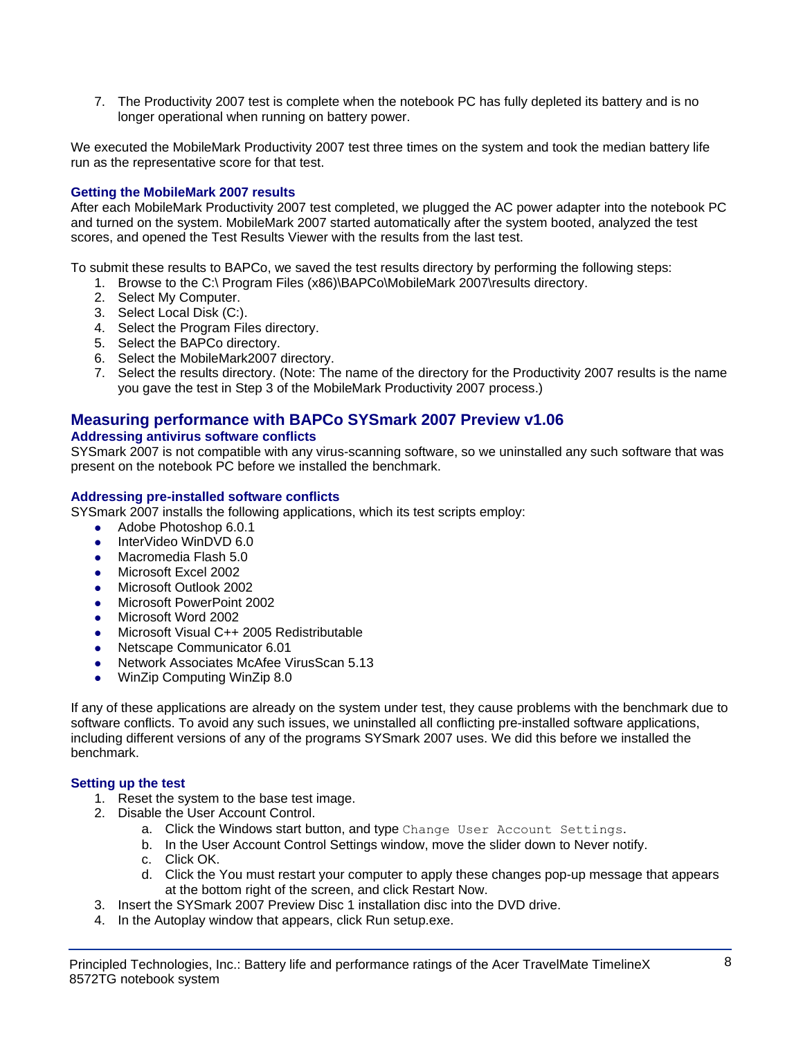7. The Productivity 2007 test is complete when the notebook PC has fully depleted its battery and is no longer operational when running on battery power.

We executed the MobileMark Productivity 2007 test three times on the system and took the median battery life run as the representative score for that test.

### Getting the MobileMark 2007 results

After each MobileMark Productivity 2007 test completed, we plugged the AC power adapter into the notebook PC and turned on the system. MobileMark 2007 started automatically after the system booted, analyzed the test scores, and opened the Test Results Viewer with the results from the last test.

To submit these results to BAPCo, we saved the test results directory by performing the following steps:

1. Browse to the C:\ Program Files (x86)\BAPCo\MobileMark 2007\results directory.
2. Select My Computer.
3. Select Local Disk (C:).
4. Select the Program Files directory.
5. Select the BAPCo directory.
6. Select the MobileMark2007 directory.
7. Select the results directory. (Note: The name of the directory for the Productivity 2007 results is the name you gave the test in Step 3 of the MobileMark Productivity 2007 process.)

## Measuring performance with BAPCo SYSmark 2007 Preview v1.06

### Addressing antivirus software conflicts

SYSmark 2007 is not compatible with any virus-scanning software, so we uninstalled any such software that was present on the notebook PC before we installed the benchmark.

### Addressing pre-installed software conflicts

SYSmark 2007 installs the following applications, which its test scripts employ:

- Adobe Photoshop 6.0.1
- InterVideo WinDVD 6.0
- Macromedia Flash 5.0
- Microsoft Excel 2002
- Microsoft Outlook 2002
- Microsoft PowerPoint 2002
- Microsoft Word 2002
- Microsoft Visual C++ 2005 Redistributable
- Netscape Communicator 6.01
- Network Associates McAfee VirusScan 5.13
- WinZip Computing WinZip 8.0

If any of these applications are already on the system under test, they cause problems with the benchmark due to software conflicts. To avoid any such issues, we uninstalled all conflicting pre-installed software applications, including different versions of any of the programs SYSmark 2007 uses. We did this before we installed the benchmark.

### Setting up the test

1. Reset the system to the base test image.
2. Disable the User Account Control.
   a. Click the Windows start button, and type `Change User Account Settings`.
   b. In the User Account Control Settings window, move the slider down to Never notify.
   c. Click OK.
   d. Click the You must restart your computer to apply these changes pop-up message that appears at the bottom right of the screen, and click Restart Now.
3. Insert the SYSmark 2007 Preview Disc 1 installation disc into the DVD drive.
4. In the Autoplay window that appears, click Run setup.exe.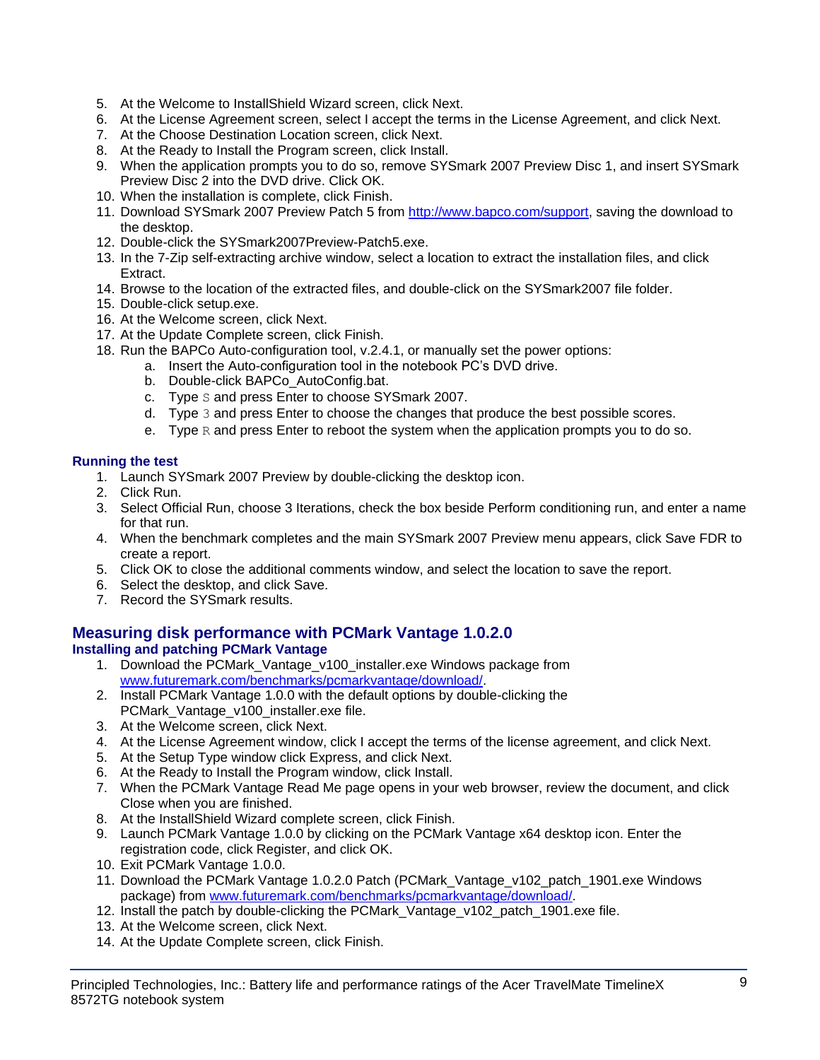5. At the Welcome to InstallShield Wizard screen, click Next.
6. At the License Agreement screen, select I accept the terms in the License Agreement, and click Next.
7. At the Choose Destination Location screen, click Next.
8. At the Ready to Install the Program screen, click Install.
9. When the application prompts you to do so, remove SYSmark 2007 Preview Disc 1, and insert SYSmark Preview Disc 2 into the DVD drive. Click OK.
10. When the installation is complete, click Finish.
11. Download SYSmark 2007 Preview Patch 5 from http://www.bapco.com/support, saving the download to the desktop.
12. Double-click the SYSmark2007Preview-Patch5.exe.
13. In the 7-Zip self-extracting archive window, select a location to extract the installation files, and click Extract.
14. Browse to the location of the extracted files, and double-click on the SYSmark2007 file folder.
15. Double-click setup.exe.
16. At the Welcome screen, click Next.
17. At the Update Complete screen, click Finish.
18. Run the BAPCo Auto-configuration tool, v.2.4.1, or manually set the power options:
    a. Insert the Auto-configuration tool in the notebook PC's DVD drive.
    b. Double-click BAPCo_AutoConfig.bat.
    c. Type `S` and press Enter to choose SYSmark 2007.
    d. Type `3` and press Enter to choose the changes that produce the best possible scores.
    e. Type `R` and press Enter to reboot the system when the application prompts you to do so.

### Running the test

1. Launch SYSmark 2007 Preview by double-clicking the desktop icon.
2. Click Run.
3. Select Official Run, choose 3 Iterations, check the box beside Perform conditioning run, and enter a name for that run.
4. When the benchmark completes and the main SYSmark 2007 Preview menu appears, click Save FDR to create a report.
5. Click OK to close the additional comments window, and select the location to save the report.
6. Select the desktop, and click Save.
7. Record the SYSmark results.

## Measuring disk performance with PCMark Vantage 1.0.2.0

### Installing and patching PCMark Vantage

1. Download the PCMark_Vantage_v100_installer.exe Windows package from www.futuremark.com/benchmarks/pcmarkvantage/download/.
2. Install PCMark Vantage 1.0.0 with the default options by double-clicking the PCMark_Vantage_v100_installer.exe file.
3. At the Welcome screen, click Next.
4. At the License Agreement window, click I accept the terms of the license agreement, and click Next.
5. At the Setup Type window click Express, and click Next.
6. At the Ready to Install the Program window, click Install.
7. When the PCMark Vantage Read Me page opens in your web browser, review the document, and click Close when you are finished.
8. At the InstallShield Wizard complete screen, click Finish.
9. Launch PCMark Vantage 1.0.0 by clicking on the PCMark Vantage x64 desktop icon. Enter the registration code, click Register, and click OK.
10. Exit PCMark Vantage 1.0.0.
11. Download the PCMark Vantage 1.0.2.0 Patch (PCMark_Vantage_v102_patch_1901.exe Windows package) from www.futuremark.com/benchmarks/pcmarkvantage/download/.
12. Install the patch by double-clicking the PCMark_Vantage_v102_patch_1901.exe file.
13. At the Welcome screen, click Next.
14. At the Update Complete screen, click Finish.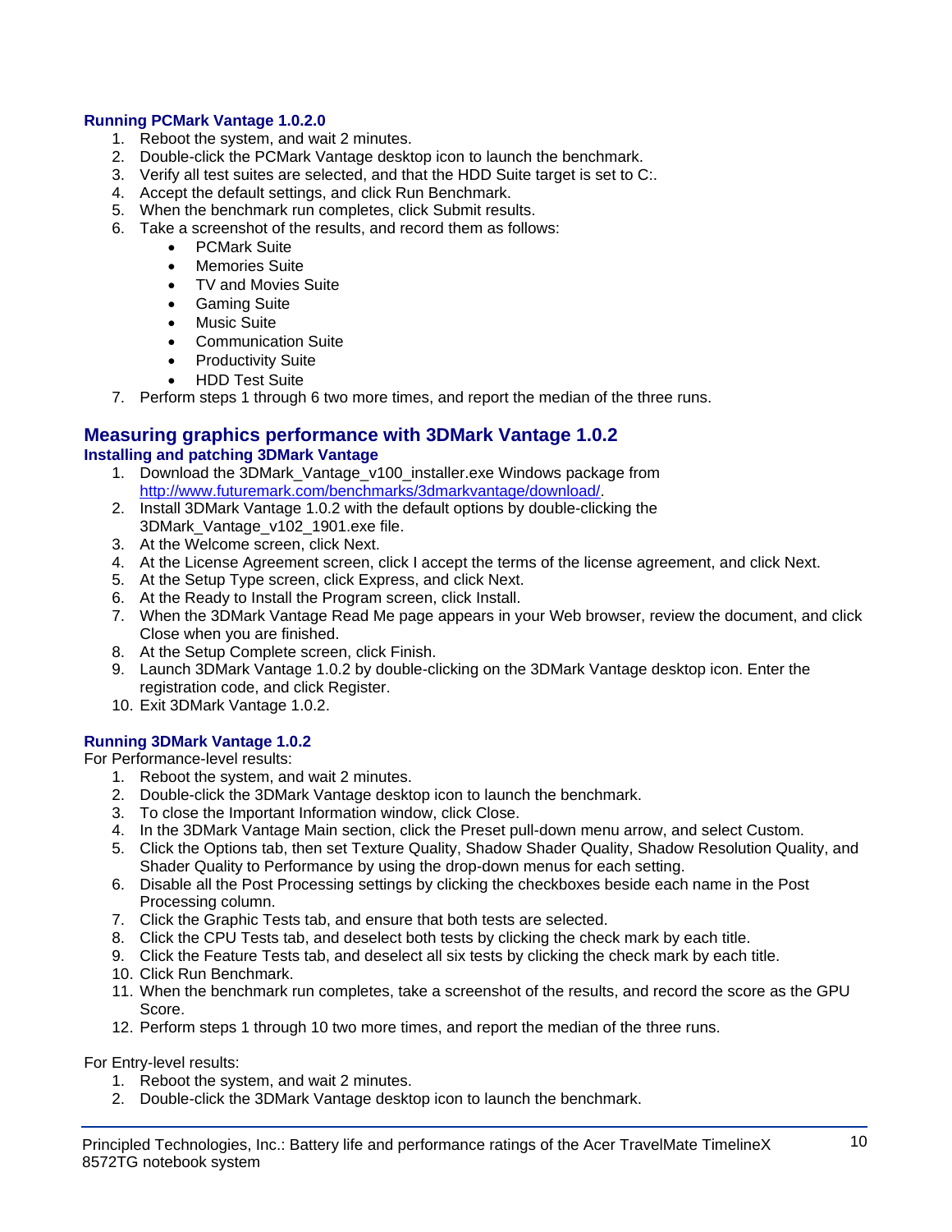### Running PCMark Vantage 1.0.2.0

1. Reboot the system, and wait 2 minutes.
2. Double-click the PCMark Vantage desktop icon to launch the benchmark.
3. Verify all test suites are selected, and that the HDD Suite target is set to C:.
4. Accept the default settings, and click Run Benchmark.
5. When the benchmark run completes, click Submit results.
6. Take a screenshot of the results, and record them as follows:
   - PCMark Suite
   - Memories Suite
   - TV and Movies Suite
   - Gaming Suite
   - Music Suite
   - Communication Suite
   - Productivity Suite
   - HDD Test Suite
7. Perform steps 1 through 6 two more times, and report the median of the three runs.

## Measuring graphics performance with 3DMark Vantage 1.0.2

### Installing and patching 3DMark Vantage

1. Download the 3DMark_Vantage_v100_installer.exe Windows package from http://www.futuremark.com/benchmarks/3dmarkvantage/download/.
2. Install 3DMark Vantage 1.0.2 with the default options by double-clicking the 3DMark_Vantage_v102_1901.exe file.
3. At the Welcome screen, click Next.
4. At the License Agreement screen, click I accept the terms of the license agreement, and click Next.
5. At the Setup Type screen, click Express, and click Next.
6. At the Ready to Install the Program screen, click Install.
7. When the 3DMark Vantage Read Me page appears in your Web browser, review the document, and click Close when you are finished.
8. At the Setup Complete screen, click Finish.
9. Launch 3DMark Vantage 1.0.2 by double-clicking on the 3DMark Vantage desktop icon. Enter the registration code, and click Register.
10. Exit 3DMark Vantage 1.0.2.

### Running 3DMark Vantage 1.0.2

For Performance-level results:

1. Reboot the system, and wait 2 minutes.
2. Double-click the 3DMark Vantage desktop icon to launch the benchmark.
3. To close the Important Information window, click Close.
4. In the 3DMark Vantage Main section, click the Preset pull-down menu arrow, and select Custom.
5. Click the Options tab, then set Texture Quality, Shadow Shader Quality, Shadow Resolution Quality, and Shader Quality to Performance by using the drop-down menus for each setting.
6. Disable all the Post Processing settings by clicking the checkboxes beside each name in the Post Processing column.
7. Click the Graphic Tests tab, and ensure that both tests are selected.
8. Click the CPU Tests tab, and deselect both tests by clicking the check mark by each title.
9. Click the Feature Tests tab, and deselect all six tests by clicking the check mark by each title.
10. Click Run Benchmark.
11. When the benchmark run completes, take a screenshot of the results, and record the score as the GPU Score.
12. Perform steps 1 through 10 two more times, and report the median of the three runs.

For Entry-level results:

1. Reboot the system, and wait 2 minutes.
2. Double-click the 3DMark Vantage desktop icon to launch the benchmark.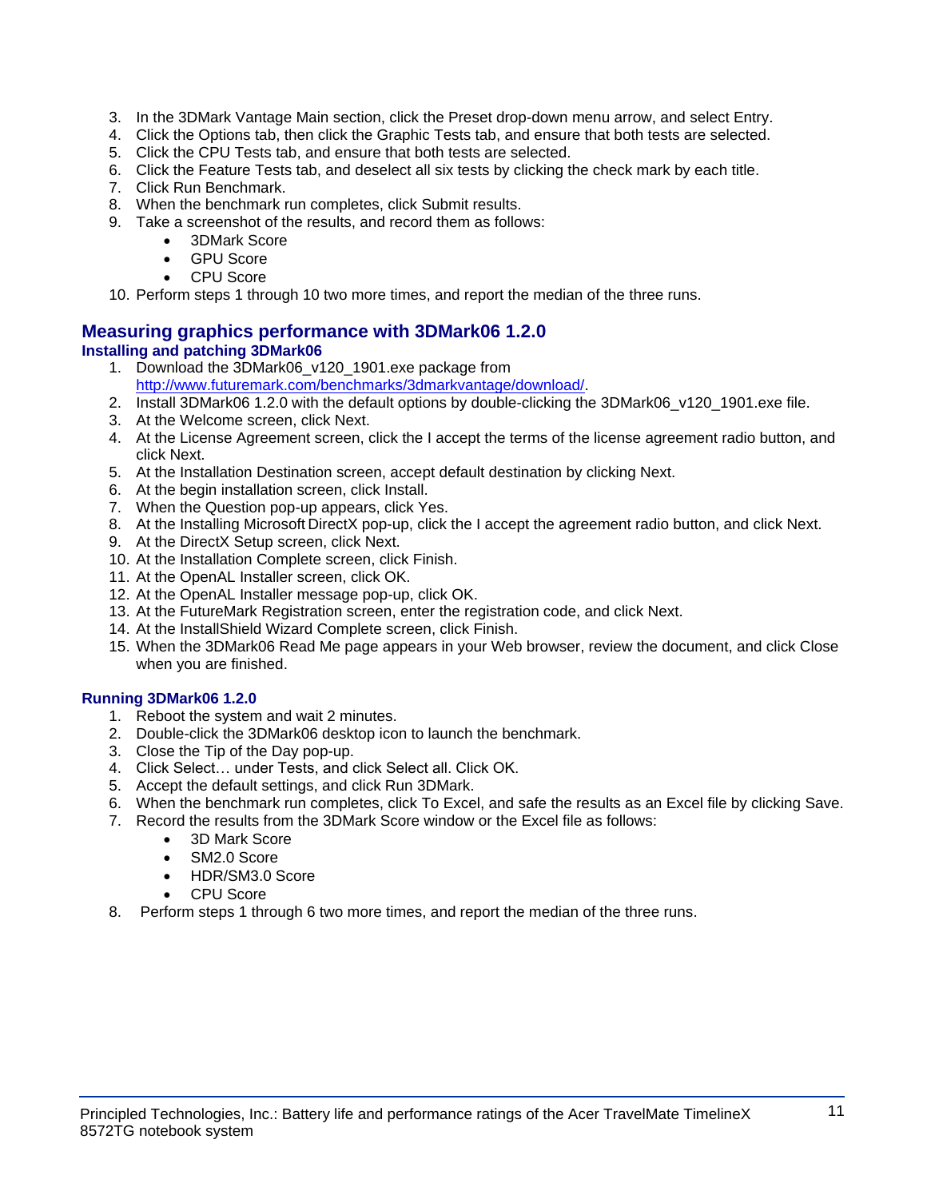3. In the 3DMark Vantage Main section, click the Preset drop-down menu arrow, and select Entry.
4. Click the Options tab, then click the Graphic Tests tab, and ensure that both tests are selected.
5. Click the CPU Tests tab, and ensure that both tests are selected.
6. Click the Feature Tests tab, and deselect all six tests by clicking the check mark by each title.
7. Click Run Benchmark.
8. When the benchmark run completes, click Submit results.
9. Take a screenshot of the results, and record them as follows:
   - 3DMark Score
   - GPU Score
   - CPU Score
10. Perform steps 1 through 10 two more times, and report the median of the three runs.

## Measuring graphics performance with 3DMark06 1.2.0

### Installing and patching 3DMark06

1. Download the 3DMark06_v120_1901.exe package from http://www.futuremark.com/benchmarks/3dmarkvantage/download/.
2. Install 3DMark06 1.2.0 with the default options by double-clicking the 3DMark06_v120_1901.exe file.
3. At the Welcome screen, click Next.
4. At the License Agreement screen, click the I accept the terms of the license agreement radio button, and click Next.
5. At the Installation Destination screen, accept default destination by clicking Next.
6. At the begin installation screen, click Install.
7. When the Question pop-up appears, click Yes.
8. At the Installing Microsoft DirectX pop-up, click the I accept the agreement radio button, and click Next.
9. At the DirectX Setup screen, click Next.
10. At the Installation Complete screen, click Finish.
11. At the OpenAL Installer screen, click OK.
12. At the OpenAL Installer message pop-up, click OK.
13. At the FutureMark Registration screen, enter the registration code, and click Next.
14. At the InstallShield Wizard Complete screen, click Finish.
15. When the 3DMark06 Read Me page appears in your Web browser, review the document, and click Close when you are finished.

### Running 3DMark06 1.2.0

1. Reboot the system and wait 2 minutes.
2. Double-click the 3DMark06 desktop icon to launch the benchmark.
3. Close the Tip of the Day pop-up.
4. Click Select… under Tests, and click Select all. Click OK.
5. Accept the default settings, and click Run 3DMark.
6. When the benchmark run completes, click To Excel, and safe the results as an Excel file by clicking Save.
7. Record the results from the 3DMark Score window or the Excel file as follows:
   - 3D Mark Score
   - SM2.0 Score
   - HDR/SM3.0 Score
   - CPU Score
8. Perform steps 1 through 6 two more times, and report the median of the three runs.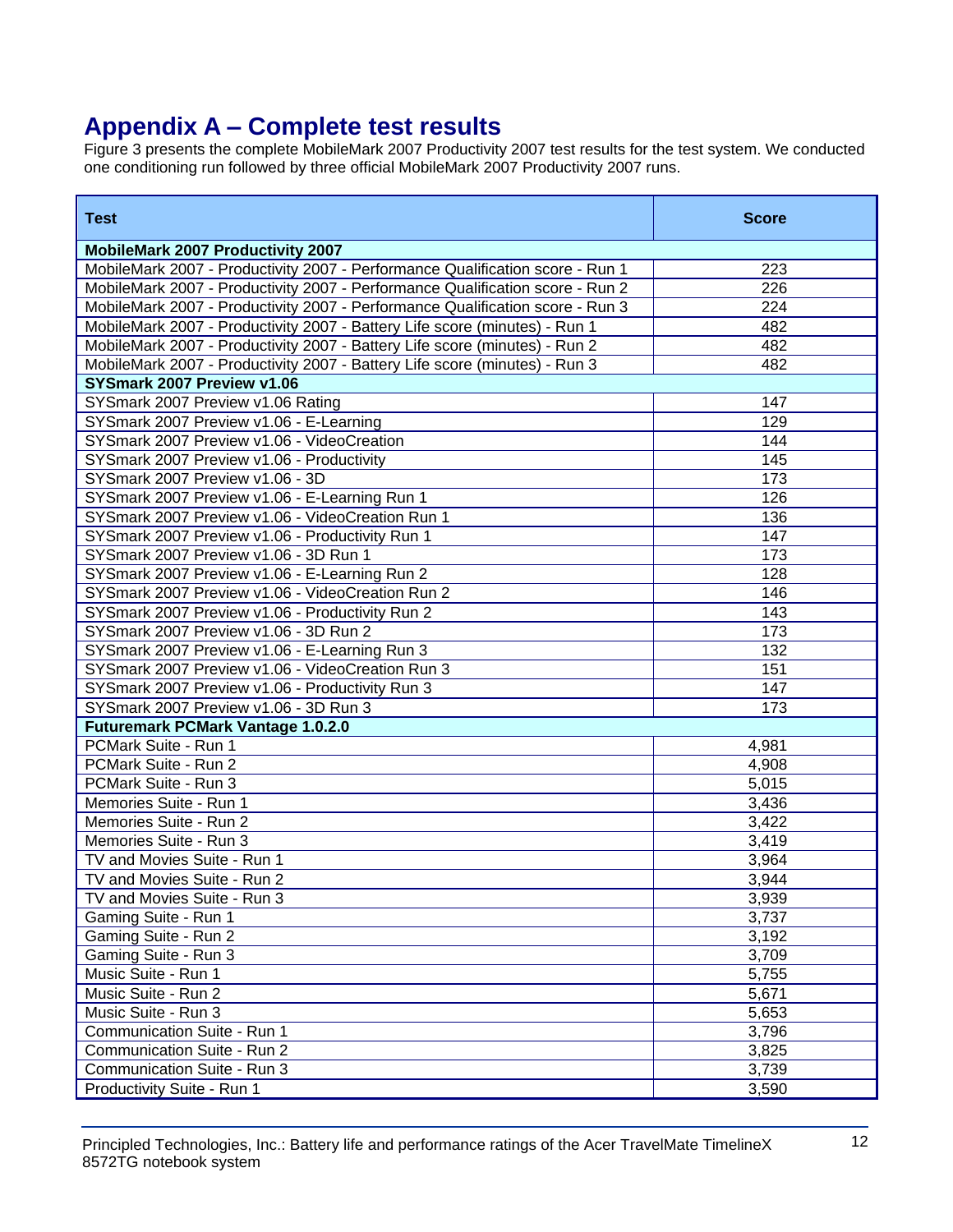# Appendix A – Complete test results

Figure 3 presents the complete MobileMark 2007 Productivity 2007 test results for the test system. We conducted one conditioning run followed by three official MobileMark 2007 Productivity 2007 runs.

| Test | Score |
|---|---|
| **MobileMark 2007 Productivity 2007** | |
| MobileMark 2007 - Productivity 2007 - Performance Qualification score - Run 1 | 223 |
| MobileMark 2007 - Productivity 2007 - Performance Qualification score - Run 2 | 226 |
| MobileMark 2007 - Productivity 2007 - Performance Qualification score - Run 3 | 224 |
| MobileMark 2007 - Productivity 2007 - Battery Life score (minutes) - Run 1 | 482 |
| MobileMark 2007 - Productivity 2007 - Battery Life score (minutes) - Run 2 | 482 |
| MobileMark 2007 - Productivity 2007 - Battery Life score (minutes) - Run 3 | 482 |
| **SYSmark 2007 Preview v1.06** | |
| SYSmark 2007 Preview v1.06 Rating | 147 |
| SYSmark 2007 Preview v1.06 - E-Learning | 129 |
| SYSmark 2007 Preview v1.06 - VideoCreation | 144 |
| SYSmark 2007 Preview v1.06 - Productivity | 145 |
| SYSmark 2007 Preview v1.06 - 3D | 173 |
| SYSmark 2007 Preview v1.06 - E-Learning Run 1 | 126 |
| SYSmark 2007 Preview v1.06 - VideoCreation Run 1 | 136 |
| SYSmark 2007 Preview v1.06 - Productivity Run 1 | 147 |
| SYSmark 2007 Preview v1.06 - 3D Run 1 | 173 |
| SYSmark 2007 Preview v1.06 - E-Learning Run 2 | 128 |
| SYSmark 2007 Preview v1.06 - VideoCreation Run 2 | 146 |
| SYSmark 2007 Preview v1.06 - Productivity Run 2 | 143 |
| SYSmark 2007 Preview v1.06 - 3D Run 2 | 173 |
| SYSmark 2007 Preview v1.06 - E-Learning Run 3 | 132 |
| SYSmark 2007 Preview v1.06 - VideoCreation Run 3 | 151 |
| SYSmark 2007 Preview v1.06 - Productivity Run 3 | 147 |
| SYSmark 2007 Preview v1.06 - 3D Run 3 | 173 |
| **Futuremark PCMark Vantage 1.0.2.0** | |
| PCMark Suite - Run 1 | 4,981 |
| PCMark Suite - Run 2 | 4,908 |
| PCMark Suite - Run 3 | 5,015 |
| Memories Suite - Run 1 | 3,436 |
| Memories Suite - Run 2 | 3,422 |
| Memories Suite - Run 3 | 3,419 |
| TV and Movies Suite - Run 1 | 3,964 |
| TV and Movies Suite - Run 2 | 3,944 |
| TV and Movies Suite - Run 3 | 3,939 |
| Gaming Suite - Run 1 | 3,737 |
| Gaming Suite - Run 2 | 3,192 |
| Gaming Suite - Run 3 | 3,709 |
| Music Suite - Run 1 | 5,755 |
| Music Suite - Run 2 | 5,671 |
| Music Suite - Run 3 | 5,653 |
| Communication Suite - Run 1 | 3,796 |
| Communication Suite - Run 2 | 3,825 |
| Communication Suite - Run 3 | 3,739 |
| Productivity Suite - Run 1 | 3,590 |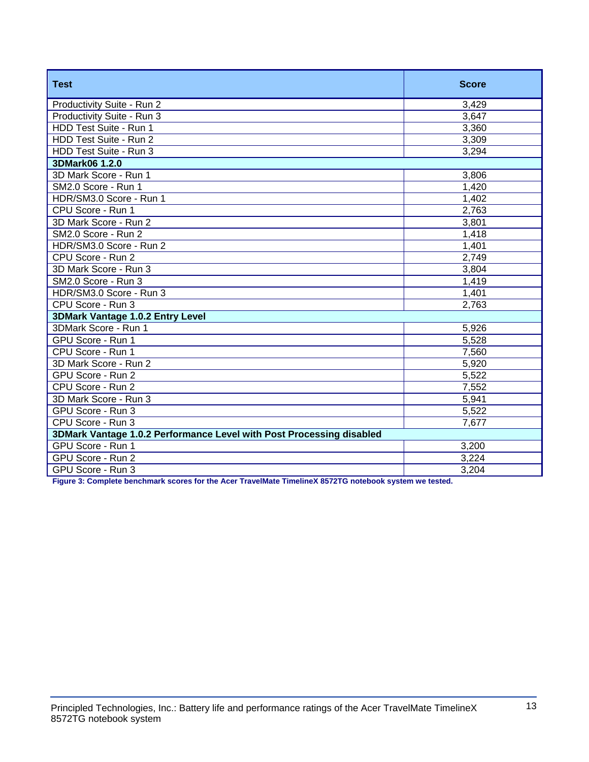| Test | Score |
|---|---|
| Productivity Suite - Run 2 | 3,429 |
| Productivity Suite - Run 3 | 3,647 |
| HDD Test Suite - Run 1 | 3,360 |
| HDD Test Suite - Run 2 | 3,309 |
| HDD Test Suite - Run 3 | 3,294 |
| **3DMark06 1.2.0** | |
| 3D Mark Score - Run 1 | 3,806 |
| SM2.0 Score - Run 1 | 1,420 |
| HDR/SM3.0 Score - Run 1 | 1,402 |
| CPU Score - Run 1 | 2,763 |
| 3D Mark Score - Run 2 | 3,801 |
| SM2.0 Score - Run 2 | 1,418 |
| HDR/SM3.0 Score - Run 2 | 1,401 |
| CPU Score - Run 2 | 2,749 |
| 3D Mark Score - Run 3 | 3,804 |
| SM2.0 Score - Run 3 | 1,419 |
| HDR/SM3.0 Score - Run 3 | 1,401 |
| CPU Score - Run 3 | 2,763 |
| **3DMark Vantage 1.0.2 Entry Level** | |
| 3DMark Score - Run 1 | 5,926 |
| GPU Score - Run 1 | 5,528 |
| CPU Score - Run 1 | 7,560 |
| 3D Mark Score - Run 2 | 5,920 |
| GPU Score - Run 2 | 5,522 |
| CPU Score - Run 2 | 7,552 |
| 3D Mark Score - Run 3 | 5,941 |
| GPU Score - Run 3 | 5,522 |
| CPU Score - Run 3 | 7,677 |
| **3DMark Vantage 1.0.2 Performance Level with Post Processing disabled** | |
| GPU Score - Run 1 | 3,200 |
| GPU Score - Run 2 | 3,224 |
| GPU Score - Run 3 | 3,204 |

**Figure 3: Complete benchmark scores for the Acer TravelMate TimelineX 8572TG notebook system we tested.**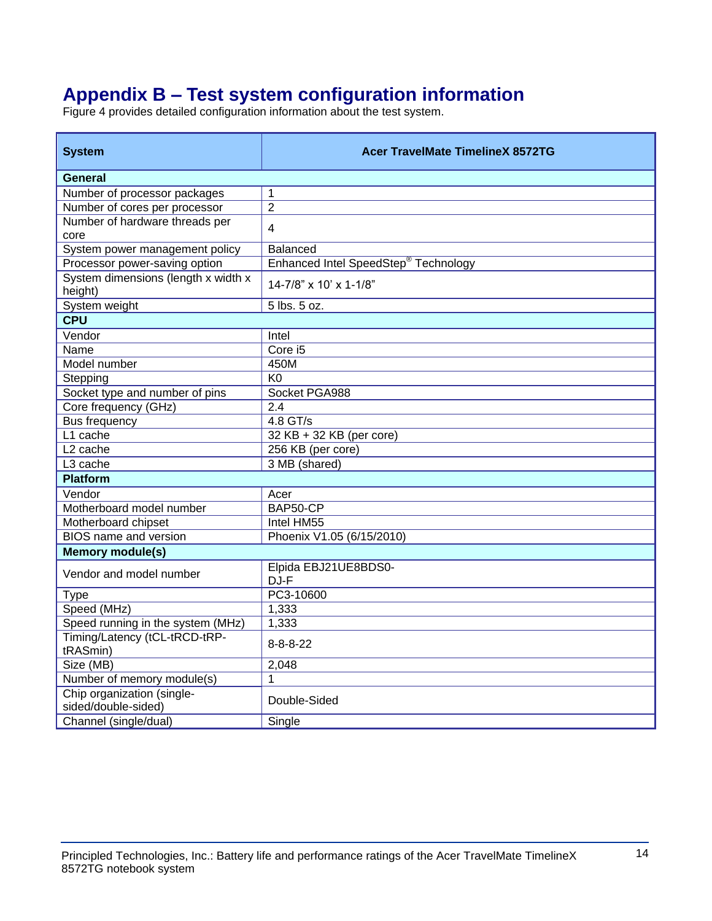# Appendix B – Test system configuration information

Figure 4 provides detailed configuration information about the test system.

| System | Acer TravelMate TimelineX 8572TG |
| --- | --- |
| **General** | |
| Number of processor packages | 1 |
| Number of cores per processor | 2 |
| Number of hardware threads per core | 4 |
| System power management policy | Balanced |
| Processor power-saving option | Enhanced Intel SpeedStep® Technology |
| System dimensions (length x width x height) | 14-7/8" x 10' x 1-1/8" |
| System weight | 5 lbs. 5 oz. |
| **CPU** | |
| Vendor | Intel |
| Name | Core i5 |
| Model number | 450M |
| Stepping | K0 |
| Socket type and number of pins | Socket PGA988 |
| Core frequency (GHz) | 2.4 |
| Bus frequency | 4.8 GT/s |
| L1 cache | 32 KB + 32 KB (per core) |
| L2 cache | 256 KB (per core) |
| L3 cache | 3 MB (shared) |
| **Platform** | |
| Vendor | Acer |
| Motherboard model number | BAP50-CP |
| Motherboard chipset | Intel HM55 |
| BIOS name and version | Phoenix V1.05 (6/15/2010) |
| **Memory module(s)** | |
| Vendor and model number | Elpida EBJ21UE8BDS0-DJ-F |
| Type | PC3-10600 |
| Speed (MHz) | 1,333 |
| Speed running in the system (MHz) | 1,333 |
| Timing/Latency (tCL-tRCD-tRP-tRASmin) | 8-8-8-22 |
| Size (MB) | 2,048 |
| Number of memory module(s) | 1 |
| Chip organization (single-sided/double-sided) | Double-Sided |
| Channel (single/dual) | Single |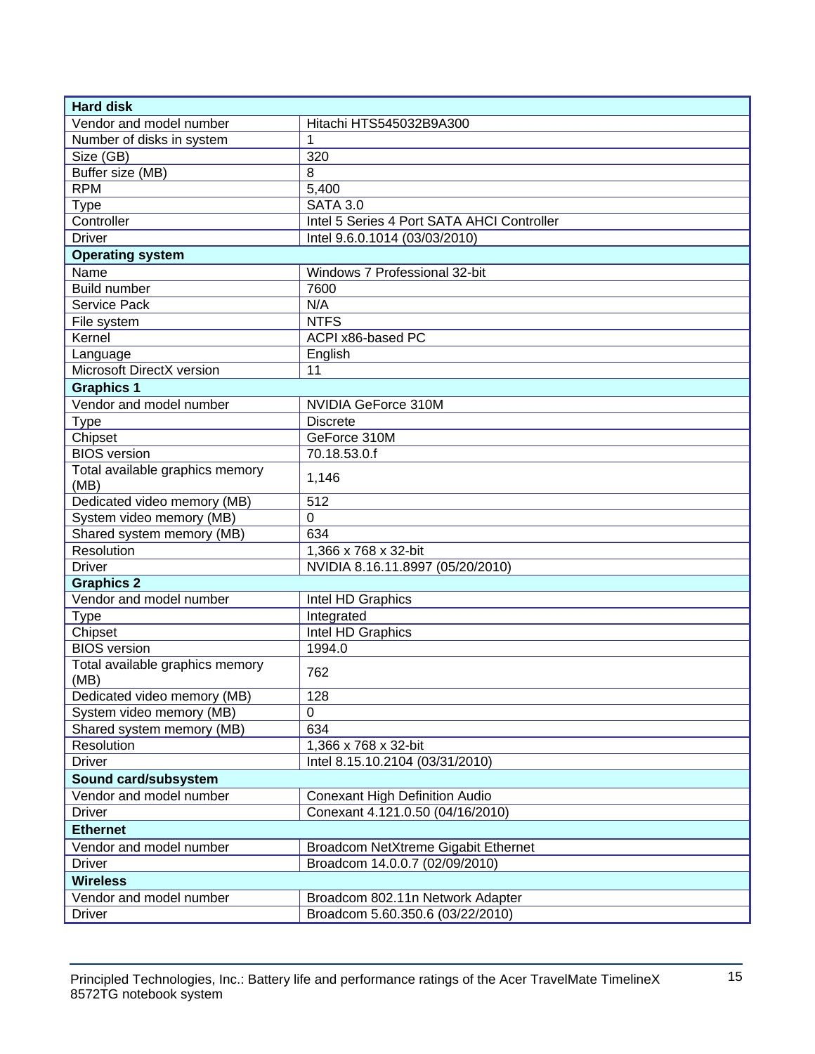| | |
|---|---|
| **Hard disk** | |
| Vendor and model number | Hitachi HTS545032B9A300 |
| Number of disks in system | 1 |
| Size (GB) | 320 |
| Buffer size (MB) | 8 |
| RPM | 5,400 |
| Type | SATA 3.0 |
| Controller | Intel 5 Series 4 Port SATA AHCI Controller |
| Driver | Intel 9.6.0.1014 (03/03/2010) |
| **Operating system** | |
| Name | Windows 7 Professional 32-bit |
| Build number | 7600 |
| Service Pack | N/A |
| File system | NTFS |
| Kernel | ACPI x86-based PC |
| Language | English |
| Microsoft DirectX version | 11 |
| **Graphics 1** | |
| Vendor and model number | NVIDIA GeForce 310M |
| Type | Discrete |
| Chipset | GeForce 310M |
| BIOS version | 70.18.53.0.f |
| Total available graphics memory (MB) | 1,146 |
| Dedicated video memory (MB) | 512 |
| System video memory (MB) | 0 |
| Shared system memory (MB) | 634 |
| Resolution | 1,366 x 768 x 32-bit |
| Driver | NVIDIA 8.16.11.8997 (05/20/2010) |
| **Graphics 2** | |
| Vendor and model number | Intel HD Graphics |
| Type | Integrated |
| Chipset | Intel HD Graphics |
| BIOS version | 1994.0 |
| Total available graphics memory (MB) | 762 |
| Dedicated video memory (MB) | 128 |
| System video memory (MB) | 0 |
| Shared system memory (MB) | 634 |
| Resolution | 1,366 x 768 x 32-bit |
| Driver | Intel 8.15.10.2104 (03/31/2010) |
| **Sound card/subsystem** | |
| Vendor and model number | Conexant High Definition Audio |
| Driver | Conexant 4.121.0.50 (04/16/2010) |
| **Ethernet** | |
| Vendor and model number | Broadcom NetXtreme Gigabit Ethernet |
| Driver | Broadcom 14.0.0.7 (02/09/2010) |
| **Wireless** | |
| Vendor and model number | Broadcom 802.11n Network Adapter |
| Driver | Broadcom 5.60.350.6 (03/22/2010) |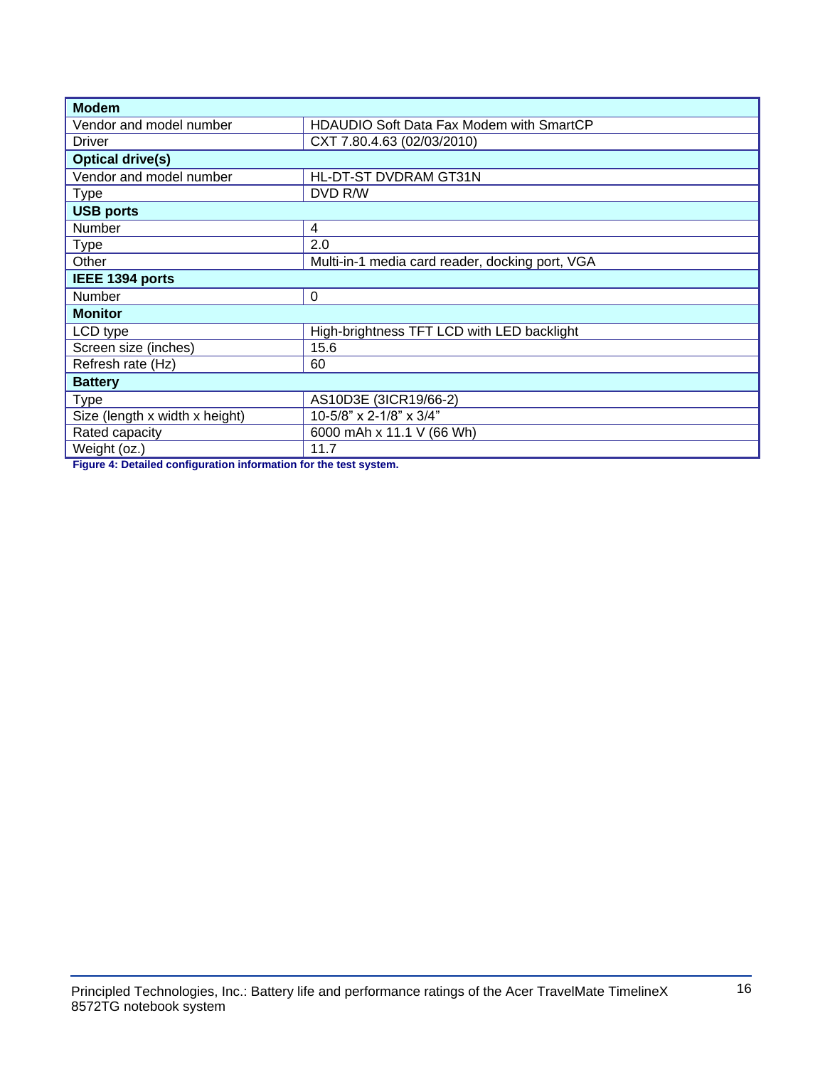| **Modem** | |
|---|---|
| Vendor and model number | HDAUDIO Soft Data Fax Modem with SmartCP |
| Driver | CXT 7.80.4.63 (02/03/2010) |
| **Optical drive(s)** | |
| Vendor and model number | HL-DT-ST DVDRAM GT31N |
| Type | DVD R/W |
| **USB ports** | |
| Number | 4 |
| Type | 2.0 |
| Other | Multi-in-1 media card reader, docking port, VGA |
| **IEEE 1394 ports** | |
| Number | 0 |
| **Monitor** | |
| LCD type | High-brightness TFT LCD with LED backlight |
| Screen size (inches) | 15.6 |
| Refresh rate (Hz) | 60 |
| **Battery** | |
| Type | AS10D3E (3ICR19/66-2) |
| Size (length x width x height) | 10-5/8" x 2-1/8" x 3/4" |
| Rated capacity | 6000 mAh x 11.1 V (66 Wh) |
| Weight (oz.) | 11.7 |

**Figure 4: Detailed configuration information for the test system.**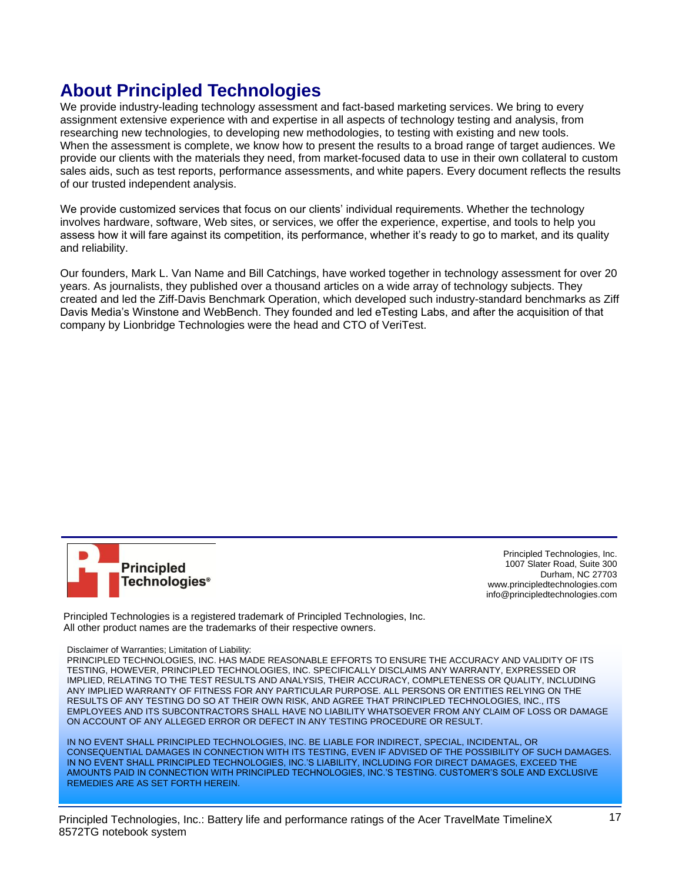# About Principled Technologies

We provide industry-leading technology assessment and fact-based marketing services. We bring to every assignment extensive experience with and expertise in all aspects of technology testing and analysis, from researching new technologies, to developing new methodologies, to testing with existing and new tools. When the assessment is complete, we know how to present the results to a broad range of target audiences. We provide our clients with the materials they need, from market-focused data to use in their own collateral to custom sales aids, such as test reports, performance assessments, and white papers. Every document reflects the results of our trusted independent analysis.

We provide customized services that focus on our clients' individual requirements. Whether the technology involves hardware, software, Web sites, or services, we offer the experience, expertise, and tools to help you assess how it will fare against its competition, its performance, whether it's ready to go to market, and its quality and reliability.

Our founders, Mark L. Van Name and Bill Catchings, have worked together in technology assessment for over 20 years. As journalists, they published over a thousand articles on a wide array of technology subjects. They created and led the Ziff-Davis Benchmark Operation, which developed such industry-standard benchmarks as Ziff Davis Media's Winstone and WebBench. They founded and led eTesting Labs, and after the acquisition of that company by Lionbridge Technologies were the head and CTO of VeriTest.

Principled Technologies®

Principled Technologies, Inc.
1007 Slater Road, Suite 300
Durham, NC 27703
www.principledtechnologies.com
info@principledtechnologies.com

Principled Technologies is a registered trademark of Principled Technologies, Inc.
All other product names are the trademarks of their respective owners.

Disclaimer of Warranties; Limitation of Liability:
PRINCIPLED TECHNOLOGIES, INC. HAS MADE REASONABLE EFFORTS TO ENSURE THE ACCURACY AND VALIDITY OF ITS TESTING, HOWEVER, PRINCIPLED TECHNOLOGIES, INC. SPECIFICALLY DISCLAIMS ANY WARRANTY, EXPRESSED OR IMPLIED, RELATING TO THE TEST RESULTS AND ANALYSIS, THEIR ACCURACY, COMPLETENESS OR QUALITY, INCLUDING ANY IMPLIED WARRANTY OF FITNESS FOR ANY PARTICULAR PURPOSE. ALL PERSONS OR ENTITIES RELYING ON THE RESULTS OF ANY TESTING DO SO AT THEIR OWN RISK, AND AGREE THAT PRINCIPLED TECHNOLOGIES, INC., ITS EMPLOYEES AND ITS SUBCONTRACTORS SHALL HAVE NO LIABILITY WHATSOEVER FROM ANY CLAIM OF LOSS OR DAMAGE ON ACCOUNT OF ANY ALLEGED ERROR OR DEFECT IN ANY TESTING PROCEDURE OR RESULT.

IN NO EVENT SHALL PRINCIPLED TECHNOLOGIES, INC. BE LIABLE FOR INDIRECT, SPECIAL, INCIDENTAL, OR CONSEQUENTIAL DAMAGES IN CONNECTION WITH ITS TESTING, EVEN IF ADVISED OF THE POSSIBILITY OF SUCH DAMAGES. IN NO EVENT SHALL PRINCIPLED TECHNOLOGIES, INC.'S LIABILITY, INCLUDING FOR DIRECT DAMAGES, EXCEED THE AMOUNTS PAID IN CONNECTION WITH PRINCIPLED TECHNOLOGIES, INC.'S TESTING. CUSTOMER'S SOLE AND EXCLUSIVE REMEDIES ARE AS SET FORTH HEREIN.